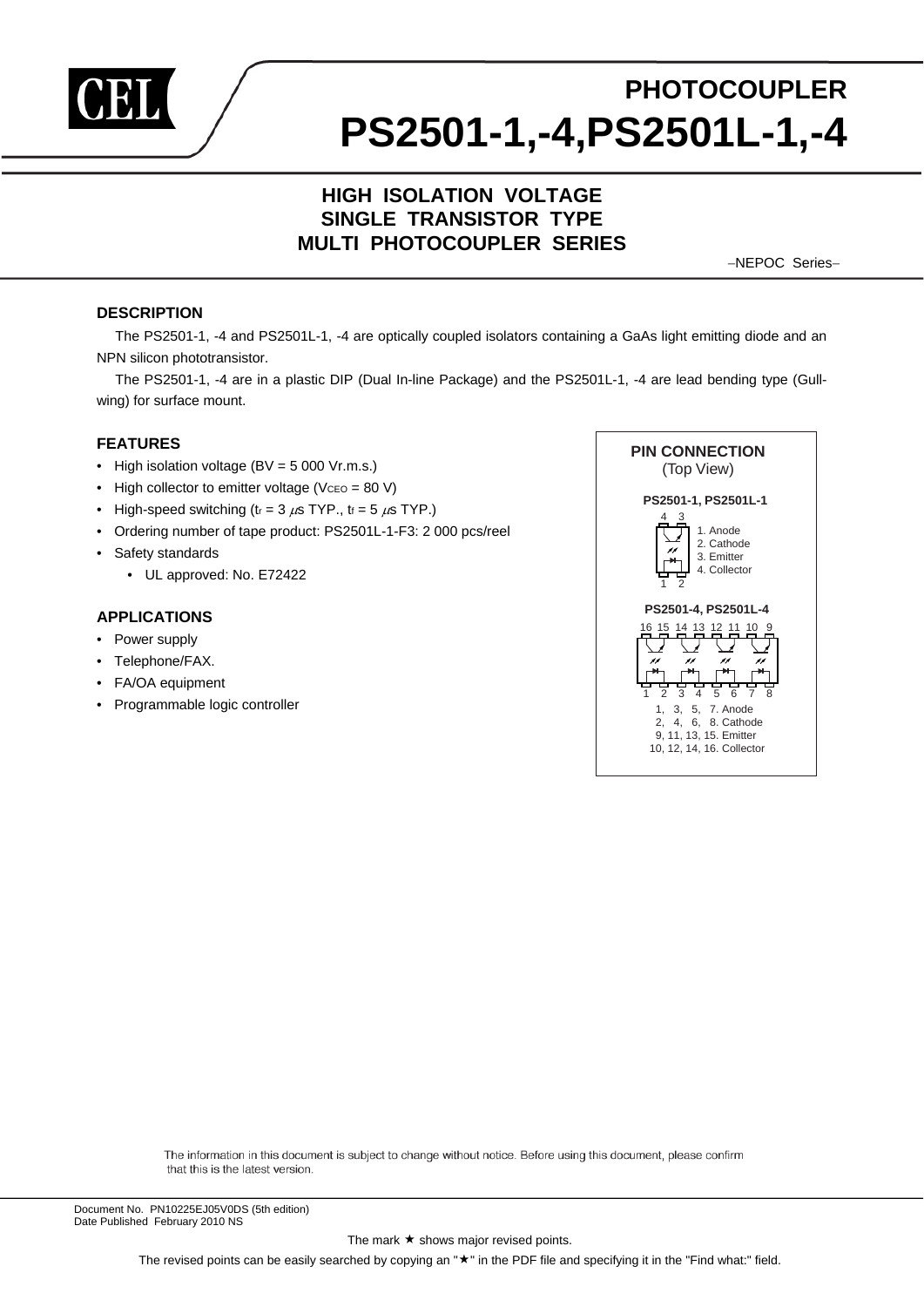# PHOTOCOUPLER

# PS2501-1,-4,PS2501L-1,-4

## HIGH ISOLATION VOLTAGE
## SINGLE TRANSISTOR TYPE
## MULTI PHOTOCOUPLER SERIES

−NEPOC Series−

### DESCRIPTION

The PS2501-1, -4 and PS2501L-1, -4 are optically coupled isolators containing a GaAs light emitting diode and an NPN silicon phototransistor.

The PS2501-1, -4 are in a plastic DIP (Dual In-line Package) and the PS2501L-1, -4 are lead bending type (Gull-wing) for surface mount.

### FEATURES

- High isolation voltage (BV = 5 000 Vr.m.s.)
- High collector to emitter voltage ($V_{CEO}$ = 80 V)
- High-speed switching ($t_r$ = 3 $\mu$s TYP., $t_f$ = 5 $\mu$s TYP.)
- Ordering number of tape product: PS2501L-1-F3: 2 000 pcs/reel
- Safety standards
  - UL approved: No. E72422

### APPLICATIONS

- Power supply
- Telephone/FAX.
- FA/OA equipment
- Programmable logic controller

**PIN CONNECTION**
(Top View)

**PS2501-1, PS2501L-1**

1. Anode
2. Cathode
3. Emitter
4. Collector

**PS2501-4, PS2501L-4**

1, 3, 5, 7. Anode
2, 4, 6, 8. Cathode
9, 11, 13, 15. Emitter
10, 12, 14, 16. Collector

The information in this document is subject to change without notice. Before using this document, please confirm that this is the latest version.

Document No. PN10225EJ05V0DS (5th edition)
Date Published February 2010 NS

The mark ★ shows major revised points.

The revised points can be easily searched by copying an "★" in the PDF file and specifying it in the "Find what:" field.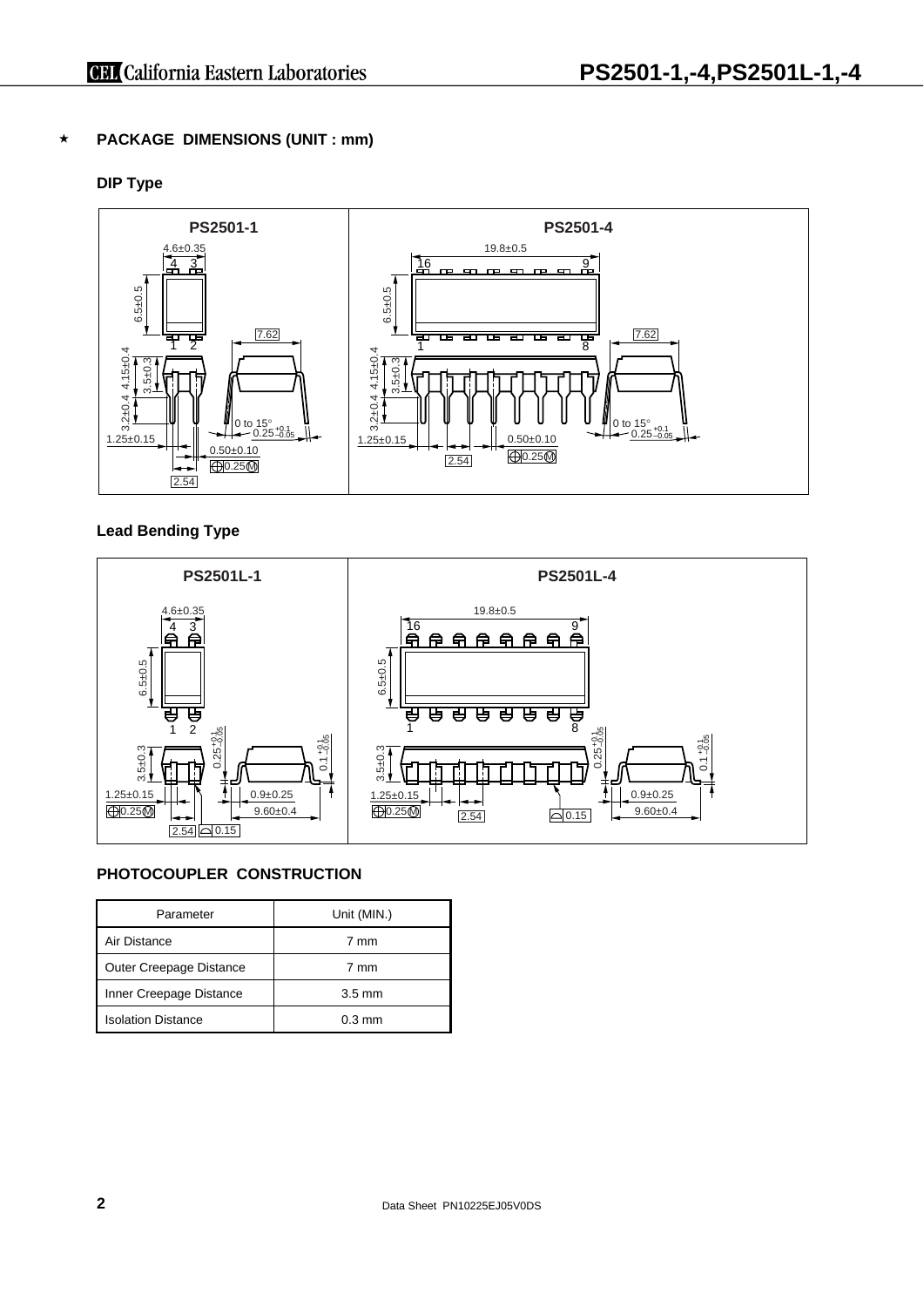## ★ PACKAGE DIMENSIONS (UNIT : mm)

### DIP Type

**PS2501-1**

4.6±0.35
4 3
6.5±0.5
1 2
7.62
3.2±0.4 4.15±0.4 3.5±0.3
0 to 15°
$0.25^{+0.1}_{-0.05}$
1.25±0.15
0.50±0.10
⊕0.25Ⓜ
2.54

**PS2501-4**

19.8±0.5
16 9
6.5±0.5
1 8
7.62
3.2±0.4 4.15±0.4 3.5±0.3
0 to 15°
$0.25^{+0.1}_{-0.05}$
1.25±0.15
0.50±0.10
⊕0.25Ⓜ
2.54

### Lead Bending Type

**PS2501L-1**

4.6±0.35
4 3
6.5±0.5
1 2
3.5±0.3
$0.25^{+0.1}_{-0.05}$
$0.1^{+0.1}_{-0.05}$
1.25±0.15
⊕0.25Ⓜ
0.9±0.25
9.60±0.4
2.54
⌓ 0.15

**PS2501L-4**

19.8±0.5
16 9
6.5±0.5
1 8
3.5±0.3
$0.25^{+0.1}_{-0.05}$
$0.1^{+0.1}_{-0.05}$
1.25±0.15
⊕0.25Ⓜ
2.54
⌓ 0.15
0.9±0.25
9.60±0.4

## PHOTOCOUPLER CONSTRUCTION

| Parameter | Unit (MIN.) |
|---|---|
| Air Distance | 7 mm |
| Outer Creepage Distance | 7 mm |
| Inner Creepage Distance | 3.5 mm |
| Isolation Distance | 0.3 mm |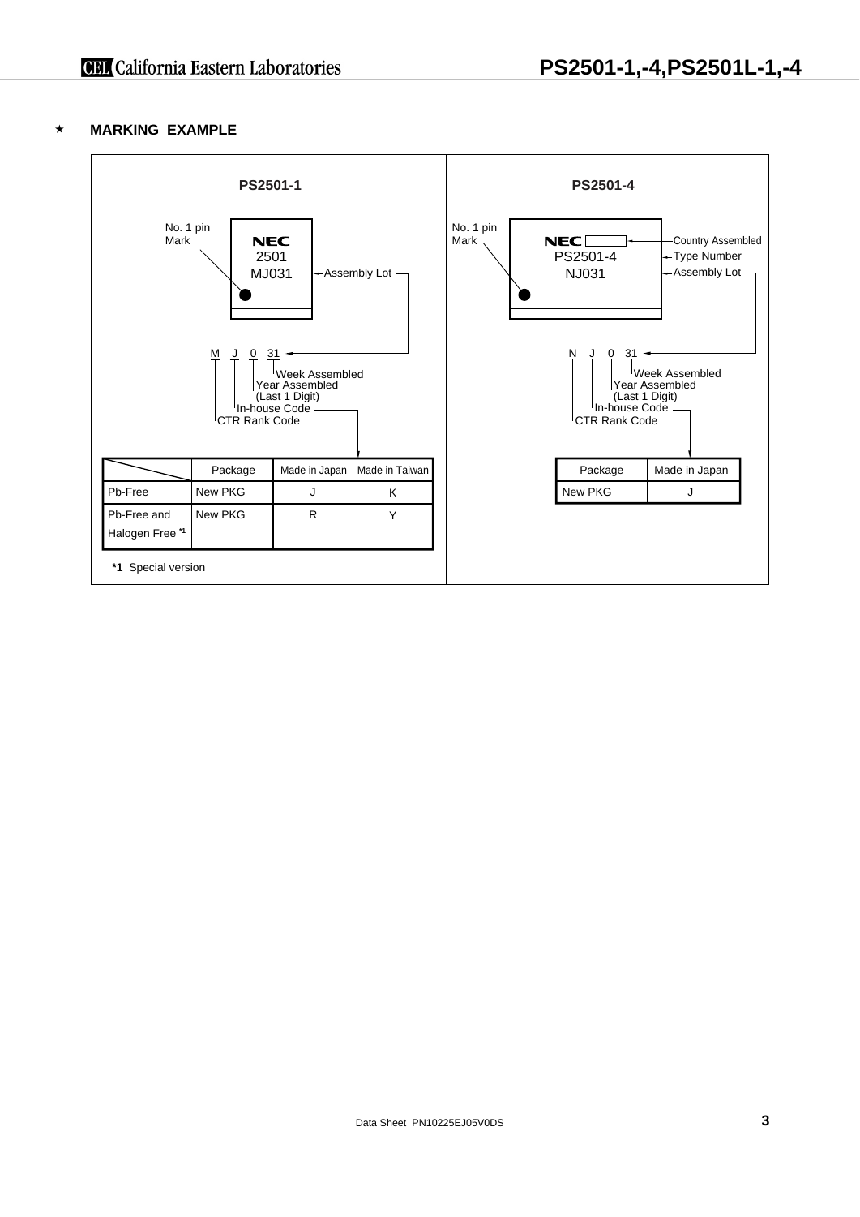## ★ MARKING EXAMPLE

### PS2501-1

No. 1 pin Mark

NEC
2501
MJ031 ← Assembly Lot

M J 0 31

- M: CTR Rank Code
- J: In-house Code
- 0: Year Assembled (Last 1 Digit)
- 31: Week Assembled

| | Package | Made in Japan | Made in Taiwan |
|---|---|---|---|
| Pb-Free | New PKG | J | K |
| Pb-Free and Halogen Free *1 | New PKG | R | Y |

**\*1** Special version

### PS2501-4

No. 1 pin Mark

NEC [ ] ← Country Assembled
PS2501-4 ← Type Number
NJ031 ← Assembly Lot

N J 0 31

- N: CTR Rank Code
- J: In-house Code
- 0: Year Assembled (Last 1 Digit)
- 31: Week Assembled

| Package | Made in Japan |
|---|---|
| New PKG | J |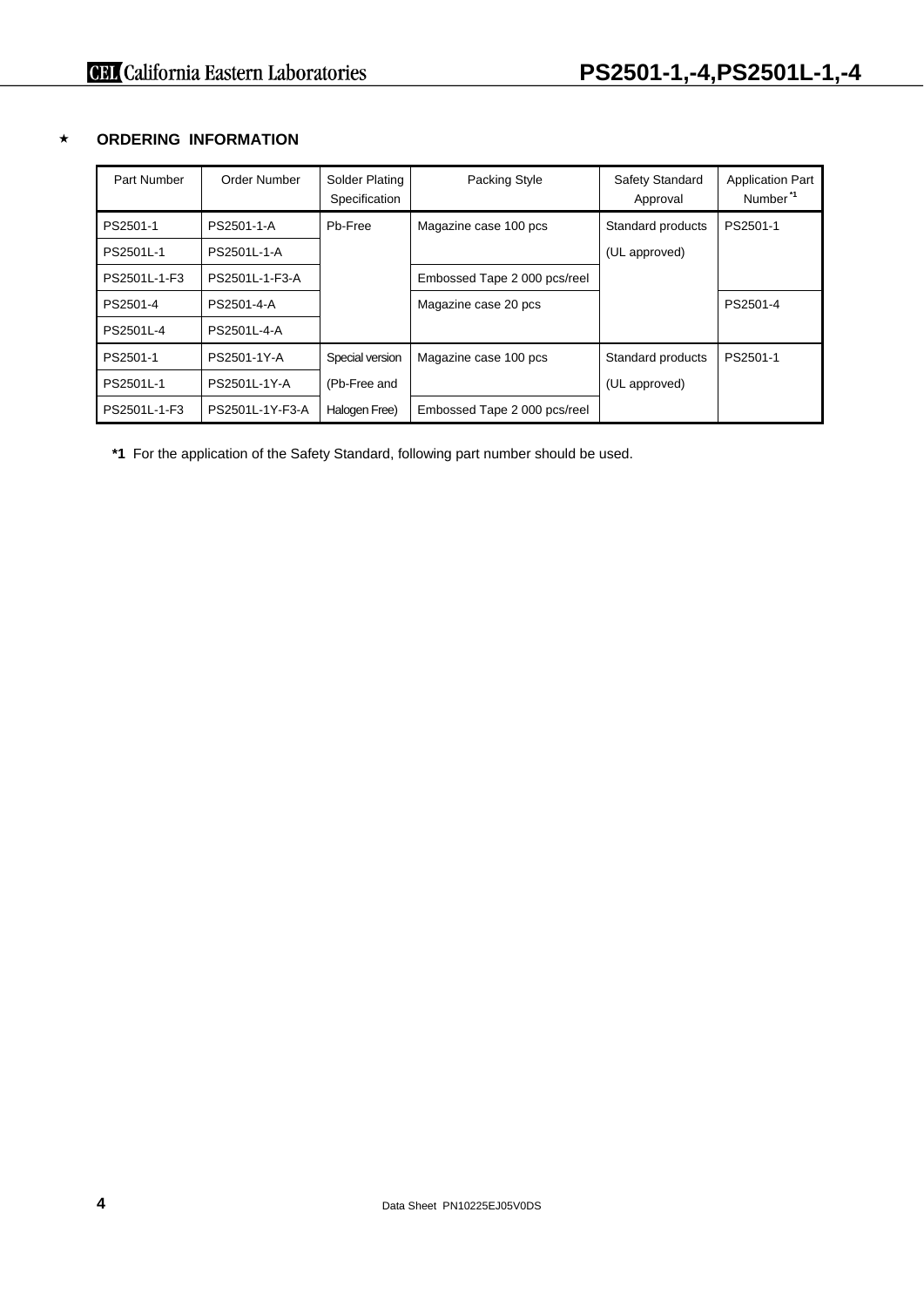## ★ ORDERING INFORMATION

| Part Number | Order Number | Solder Plating Specification | Packing Style | Safety Standard Approval | Application Part Number*1 |
|---|---|---|---|---|---|
| PS2501-1 | PS2501-1-A | Pb-Free | Magazine case 100 pcs | Standard products (UL approved) | PS2501-1 |
| PS2501L-1 | PS2501L-1-A | | | | |
| PS2501L-1-F3 | PS2501L-1-F3-A | | Embossed Tape 2 000 pcs/reel | | |
| PS2501-4 | PS2501-4-A | | Magazine case 20 pcs | | PS2501-4 |
| PS2501L-4 | PS2501L-4-A | | | | |
| PS2501-1 | PS2501-1Y-A | Special version (Pb-Free and Halogen Free) | Magazine case 100 pcs | Standard products (UL approved) | PS2501-1 |
| PS2501L-1 | PS2501L-1Y-A | | | | |
| PS2501L-1-F3 | PS2501L-1Y-F3-A | | Embossed Tape 2 000 pcs/reel | | |

**\*1** For the application of the Safety Standard, following part number should be used.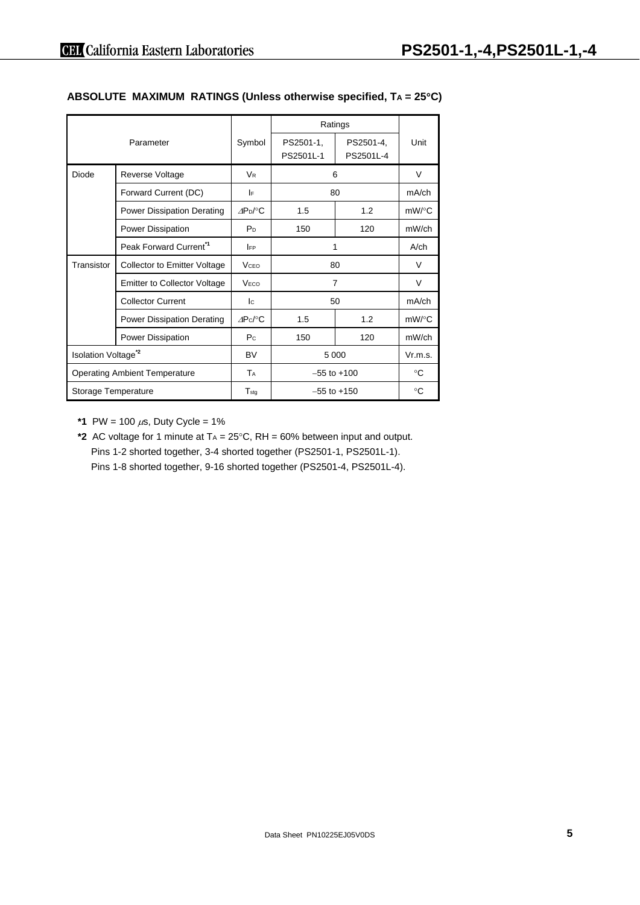## ABSOLUTE MAXIMUM RATINGS (Unless otherwise specified, $T_A$ = 25°C)

| Parameter | | Symbol | Ratings | | Unit |
|---|---|---|---|---|---|
| | | | PS2501-1, PS2501L-1 | PS2501-4, PS2501L-4 | |
| Diode | Reverse Voltage | $V_R$ | 6 | | V |
| | Forward Current (DC) | $I_F$ | 80 | | mA/ch |
| | Power Dissipation Derating | $\Delta P_D/°C$ | 1.5 | 1.2 | mW/°C |
| | Power Dissipation | $P_D$ | 150 | 120 | mW/ch |
| | Peak Forward Current*1 | $I_{FP}$ | 1 | | A/ch |
| Transistor | Collector to Emitter Voltage | $V_{CEO}$ | 80 | | V |
| | Emitter to Collector Voltage | $V_{ECO}$ | 7 | | V |
| | Collector Current | $I_C$ | 50 | | mA/ch |
| | Power Dissipation Derating | $\Delta P_C/°C$ | 1.5 | 1.2 | mW/°C |
| | Power Dissipation | $P_C$ | 150 | 120 | mW/ch |
| Isolation Voltage*2 | | BV | 5 000 | | Vr.m.s. |
| Operating Ambient Temperature | | $T_A$ | −55 to +100 | | °C |
| Storage Temperature | | $T_{stg}$ | −55 to +150 | | °C |

**\*1** PW = 100 μs, Duty Cycle = 1%

**\*2** AC voltage for 1 minute at $T_A$ = 25°C, RH = 60% between input and output.
Pins 1-2 shorted together, 3-4 shorted together (PS2501-1, PS2501L-1).
Pins 1-8 shorted together, 9-16 shorted together (PS2501-4, PS2501L-4).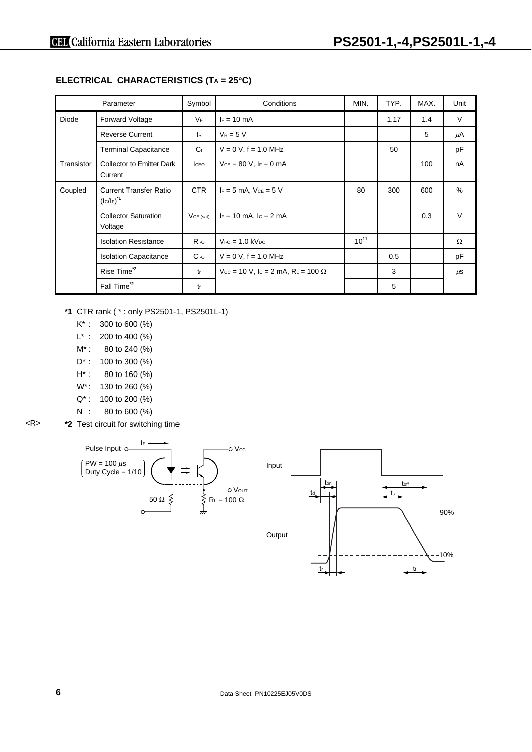## ELECTRICAL CHARACTERISTICS ($T_A$ = 25°C)

| Parameter | | Symbol | Conditions | MIN. | TYP. | MAX. | Unit |
|---|---|---|---|---|---|---|---|
| Diode | Forward Voltage | $V_F$ | $I_F$ = 10 mA | | 1.17 | 1.4 | V |
| | Reverse Current | $I_R$ | $V_R$ = 5 V | | | 5 | μA |
| | Terminal Capacitance | $C_t$ | V = 0 V, f = 1.0 MHz | | 50 | | pF |
| Transistor | Collector to Emitter Dark Current | $I_{CEO}$ | $V_{CE}$ = 80 V, $I_F$ = 0 mA | | | 100 | nA |
| Coupled | Current Transfer Ratio ($I_C/I_F$)*1 | CTR | $I_F$ = 5 mA, $V_{CE}$ = 5 V | 80 | 300 | 600 | % |
| | Collector Saturation Voltage | $V_{CE(sat)}$ | $I_F$ = 10 mA, $I_C$ = 2 mA | | | 0.3 | V |
| | Isolation Resistance | $R_{I-O}$ | $V_{I-O}$ = 1.0 $kV_{DC}$ | $10^{11}$ | | | Ω |
| | Isolation Capacitance | $C_{I-O}$ | V = 0 V, f = 1.0 MHz | | 0.5 | | pF |
| | Rise Time*2 | $t_r$ | $V_{CC}$ = 10 V, $I_C$ = 2 mA, $R_L$ = 100 Ω | | 3 | | μs |
| | Fall Time*2 | $t_f$ | | | 5 | | |

**\*1** CTR rank ( * : only PS2501-1, PS2501L-1)

- K* : 300 to 600 (%)
- L* : 200 to 400 (%)
- M* : 80 to 240 (%)
- D* : 100 to 300 (%)
- H* : 80 to 160 (%)
- W*: 130 to 260 (%)
- Q* : 100 to 200 (%)
- N : 80 to 600 (%)

<R> **\*2** Test circuit for switching time

Pulse Input ($I_F$) (PW = 100 μs, Duty Cycle = 1/10), 50 Ω, $V_{CC}$, $V_{OUT}$, $R_L$ = 100 Ω

Input / Output: $t_{on}$, $t_d$, $t_{off}$, $t_s$, 90%, 10%, $t_r$, $t_f$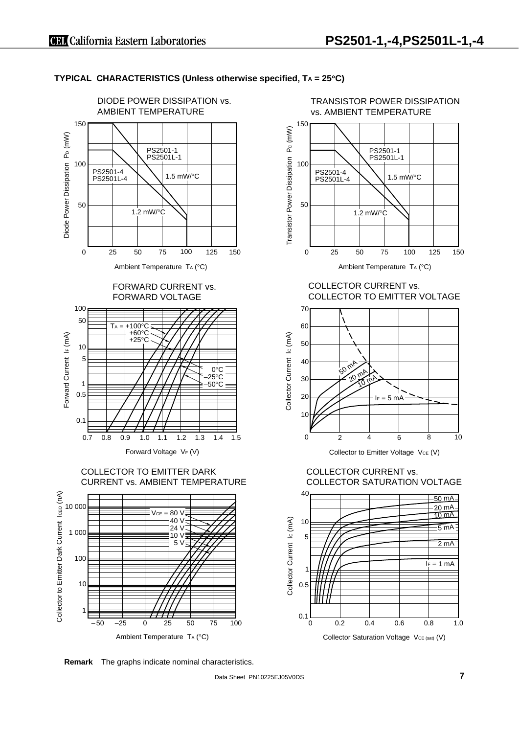## TYPICAL CHARACTERISTICS (Unless otherwise specified, $T_A$ = 25°C)

DIODE POWER DISSIPATION vs. AMBIENT TEMPERATURE

TRANSISTOR POWER DISSIPATION vs. AMBIENT TEMPERATURE

FORWARD CURRENT vs. FORWARD VOLTAGE

COLLECTOR CURRENT vs. COLLECTOR TO EMITTER VOLTAGE

COLLECTOR TO EMITTER DARK CURRENT vs. AMBIENT TEMPERATURE

COLLECTOR CURRENT vs. COLLECTOR SATURATION VOLTAGE

**Remark** The graphs indicate nominal characteristics.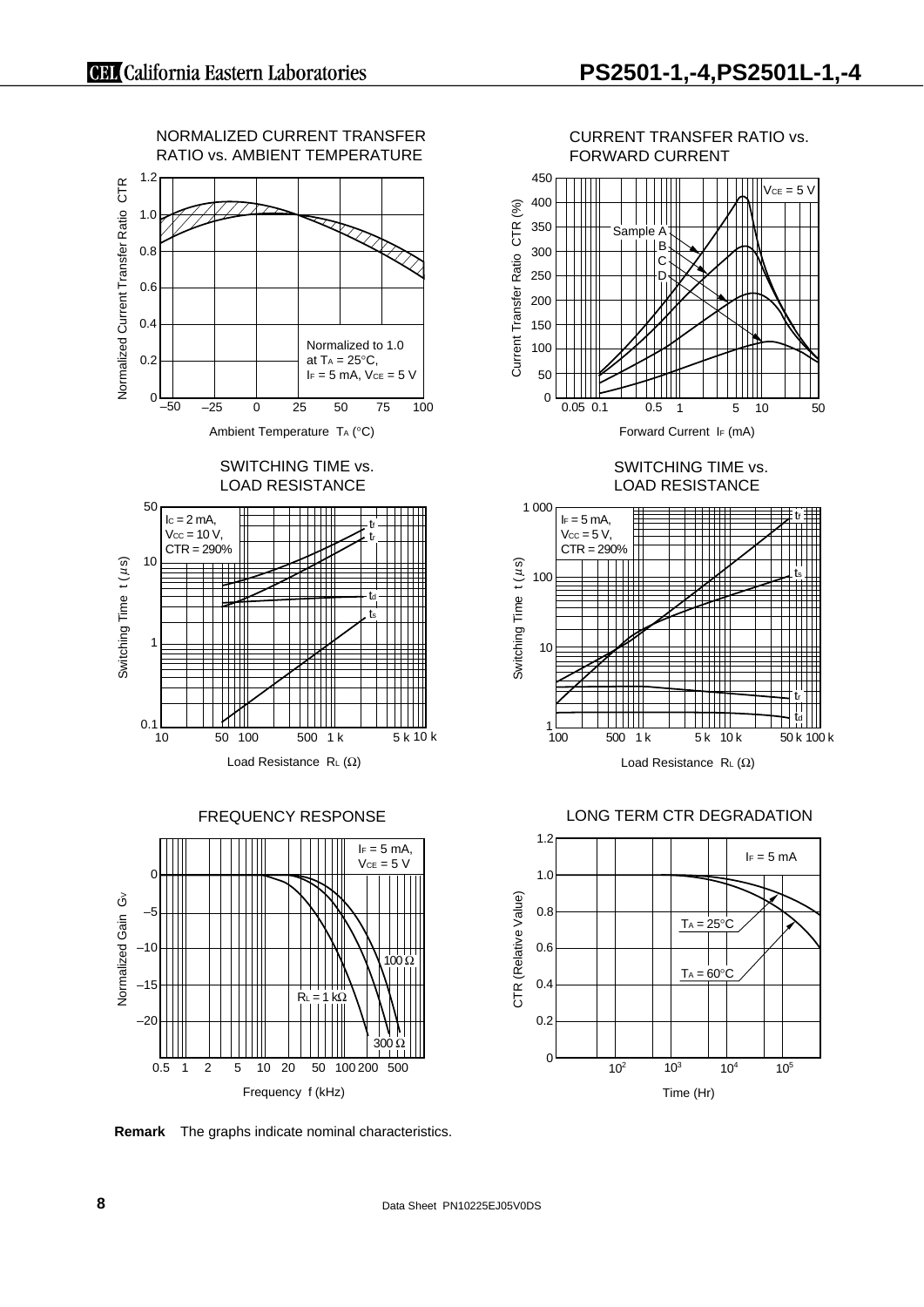NORMALIZED CURRENT TRANSFER RATIO vs. AMBIENT TEMPERATURE

Normalized Current Transfer Ratio CTR

Normalized to 1.0 at $T_A$ = 25°C, $I_F$ = 5 mA, $V_{CE}$ = 5 V

Ambient Temperature $T_A$ (°C)

CURRENT TRANSFER RATIO vs. FORWARD CURRENT

Current Transfer Ratio CTR (%)

$V_{CE}$ = 5 V

Sample A, B, C, D

Forward Current $I_F$ (mA)

SWITCHING TIME vs. LOAD RESISTANCE

$I_C$ = 2 mA, $V_{CC}$ = 10 V, CTR = 290%

Switching Time t (μs)

$t_f$, $t_r$, $t_d$, $t_s$

Load Resistance $R_L$ (Ω)

SWITCHING TIME vs. LOAD RESISTANCE

$I_F$ = 5 mA, $V_{CC}$ = 5 V, CTR = 290%

Switching Time t (μs)

$t_f$, $t_s$, $t_r$, $t_d$

Load Resistance $R_L$ (Ω)

FREQUENCY RESPONSE

$I_F$ = 5 mA, $V_{CE}$ = 5 V

Normalized Gain $G_V$

$R_L$ = 1 kΩ, 100 Ω, 300 Ω

Frequency f (kHz)

LONG TERM CTR DEGRADATION

$I_F$ = 5 mA

CTR (Relative Value)

$T_A$ = 25°C

$T_A$ = 60°C

Time (Hr)

**Remark** The graphs indicate nominal characteristics.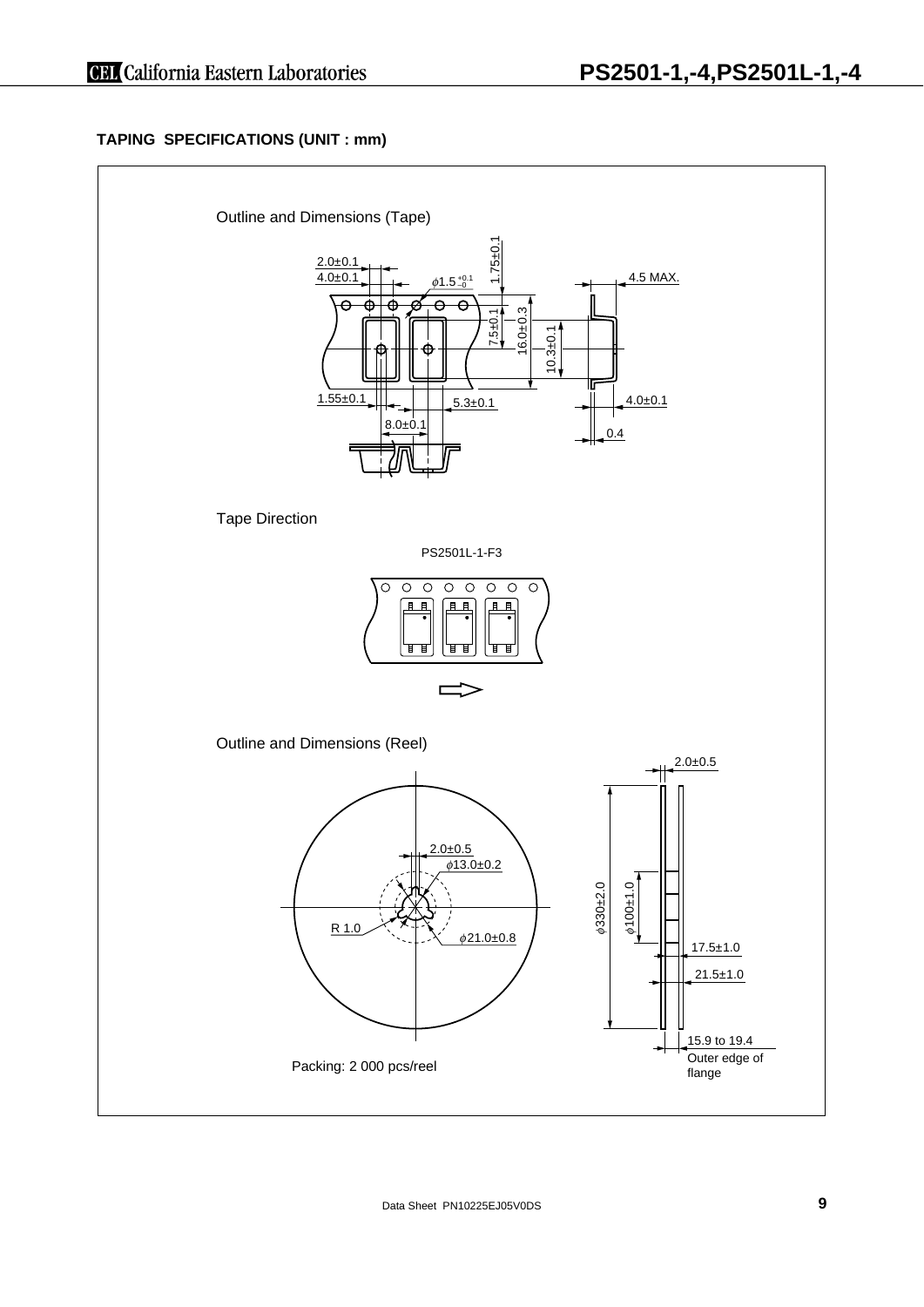**TAPING SPECIFICATIONS (UNIT : mm)**

Outline and Dimensions (Tape)

2.0±0.1
4.0±0.1
$\phi 1.5^{+0.1}_{-0}$
1.75±0.1
7.5±0.1
16.0±0.3
10.3±0.1
4.5 MAX.
1.55±0.1
5.3±0.1
4.0±0.1
8.0±0.1
0.4

Tape Direction

PS2501L-1-F3

Outline and Dimensions (Reel)

2.0±0.5
$\phi 13.0\pm0.2$
R 1.0
$\phi 21.0\pm0.8$
2.0±0.5
$\phi 330\pm2.0$
$\phi 100\pm1.0$
17.5±1.0
21.5±1.0
15.9 to 19.4
Outer edge of flange

Packing: 2 000 pcs/reel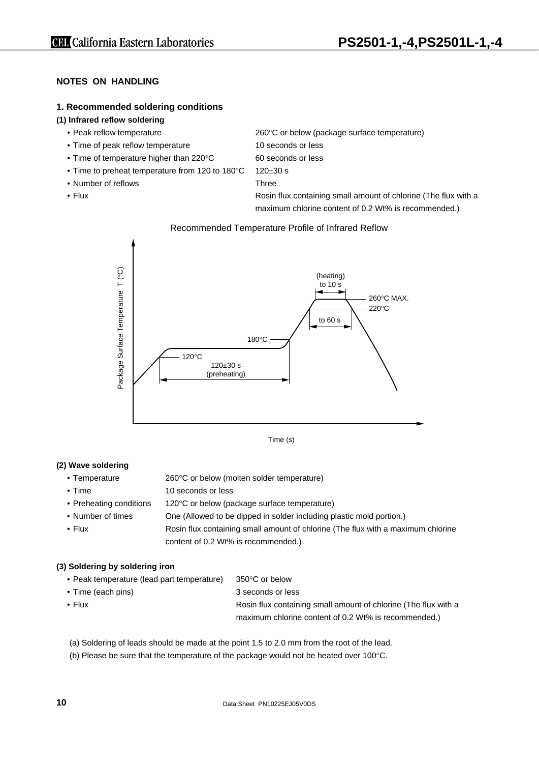## NOTES ON HANDLING

### 1. Recommended soldering conditions

#### (1) Infrared reflow soldering

| | |
|---|---|
| • Peak reflow temperature | 260°C or below (package surface temperature) |
| • Time of peak reflow temperature | 10 seconds or less |
| • Time of temperature higher than 220°C | 60 seconds or less |
| • Time to preheat temperature from 120 to 180°C | 120±30 s |
| • Number of reflows | Three |
| • Flux | Rosin flux containing small amount of chlorine (The flux with a maximum chlorine content of 0.2 Wt% is recommended.) |

Recommended Temperature Profile of Infrared Reflow

Package Surface Temperature T (°C)

(heating) to 10 s

260°C MAX.

220°C

to 60 s

180°C

120°C

120±30 s (preheating)

Time (s)

#### (2) Wave soldering

| | |
|---|---|
| • Temperature | 260°C or below (molten solder temperature) |
| • Time | 10 seconds or less |
| • Preheating conditions | 120°C or below (package surface temperature) |
| • Number of times | One (Allowed to be dipped in solder including plastic mold portion.) |
| • Flux | Rosin flux containing small amount of chlorine (The flux with a maximum chlorine content of 0.2 Wt% is recommended.) |

#### (3) Soldering by soldering iron

| | |
|---|---|
| • Peak temperature (lead part temperature) | 350°C or below |
| • Time (each pins) | 3 seconds or less |
| • Flux | Rosin flux containing small amount of chlorine (The flux with a maximum chlorine content of 0.2 Wt% is recommended.) |

(a) Soldering of leads should be made at the point 1.5 to 2.0 mm from the root of the lead.

(b) Please be sure that the temperature of the package would not be heated over 100°C.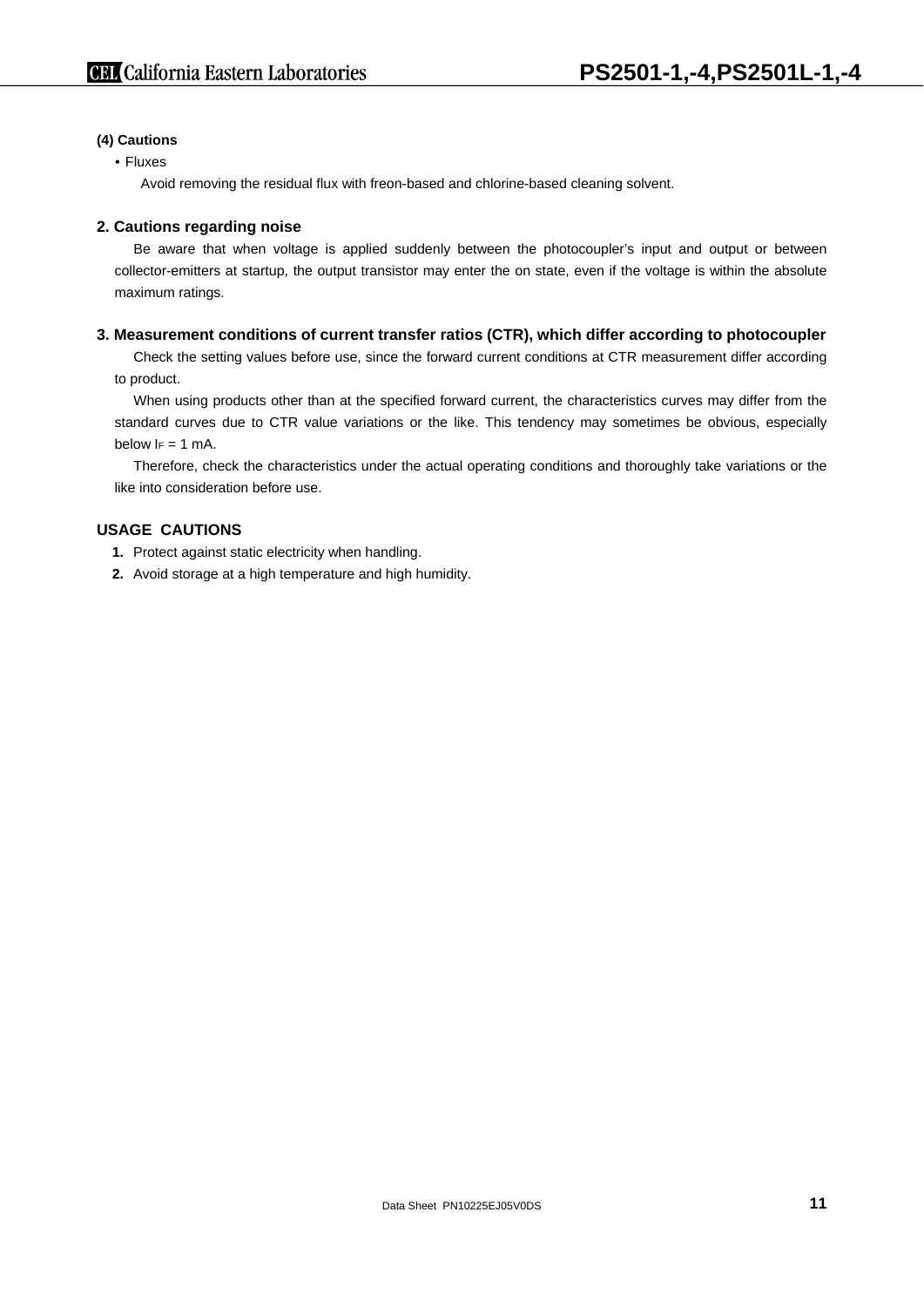**(4) Cautions**

- Fluxes

  Avoid removing the residual flux with freon-based and chlorine-based cleaning solvent.

### 2. Cautions regarding noise

Be aware that when voltage is applied suddenly between the photocoupler's input and output or between collector-emitters at startup, the output transistor may enter the on state, even if the voltage is within the absolute maximum ratings.

### 3. Measurement conditions of current transfer ratios (CTR), which differ according to photocoupler

Check the setting values before use, since the forward current conditions at CTR measurement differ according to product.

When using products other than at the specified forward current, the characteristics curves may differ from the standard curves due to CTR value variations or the like. This tendency may sometimes be obvious, especially below $I_F$ = 1 mA.

Therefore, check the characteristics under the actual operating conditions and thoroughly take variations or the like into consideration before use.

### USAGE CAUTIONS

1. Protect against static electricity when handling.
2. Avoid storage at a high temperature and high humidity.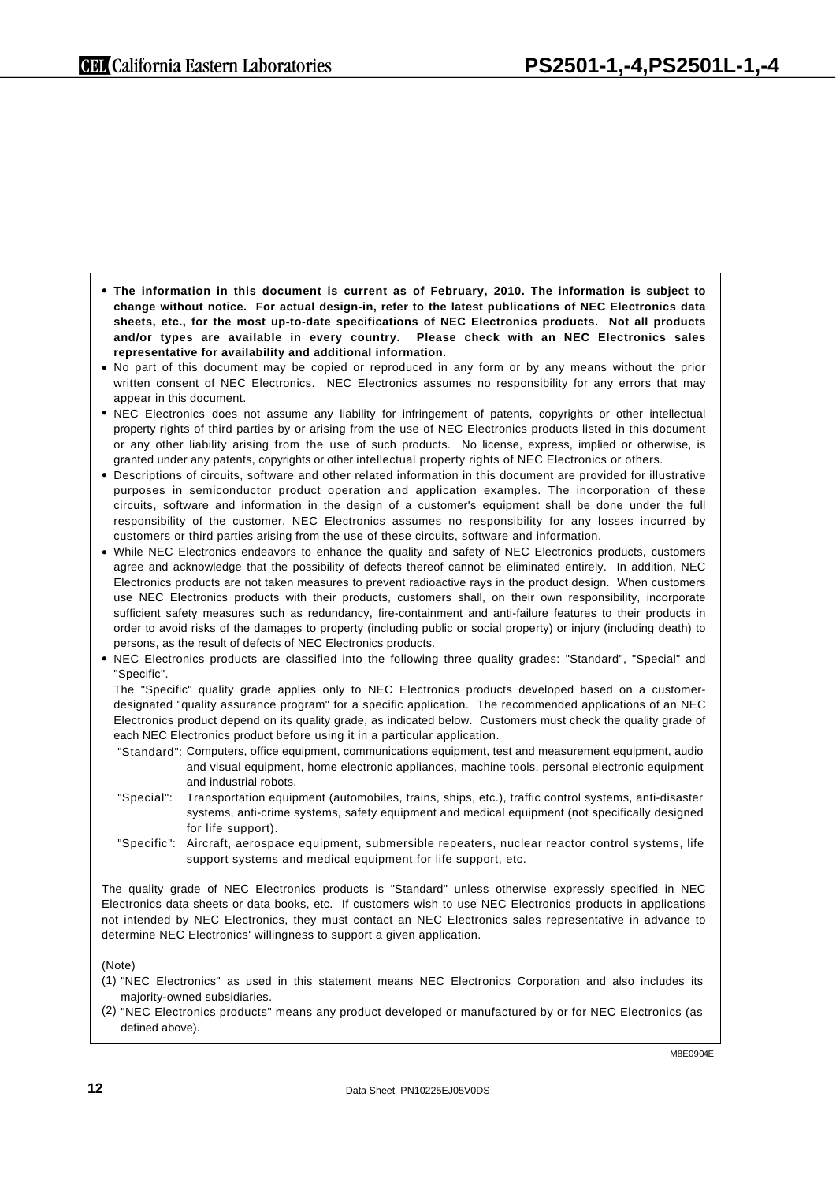- **The information in this document is current as of February, 2010. The information is subject to change without notice. For actual design-in, refer to the latest publications of NEC Electronics data sheets, etc., for the most up-to-date specifications of NEC Electronics products. Not all products and/or types are available in every country. Please check with an NEC Electronics sales representative for availability and additional information.**
- No part of this document may be copied or reproduced in any form or by any means without the prior written consent of NEC Electronics. NEC Electronics assumes no responsibility for any errors that may appear in this document.
- NEC Electronics does not assume any liability for infringement of patents, copyrights or other intellectual property rights of third parties by or arising from the use of NEC Electronics products listed in this document or any other liability arising from the use of such products. No license, express, implied or otherwise, is granted under any patents, copyrights or other intellectual property rights of NEC Electronics or others.
- Descriptions of circuits, software and other related information in this document are provided for illustrative purposes in semiconductor product operation and application examples. The incorporation of these circuits, software and information in the design of a customer's equipment shall be done under the full responsibility of the customer. NEC Electronics assumes no responsibility for any losses incurred by customers or third parties arising from the use of these circuits, software and information.
- While NEC Electronics endeavors to enhance the quality and safety of NEC Electronics products, customers agree and acknowledge that the possibility of defects thereof cannot be eliminated entirely. In addition, NEC Electronics products are not taken measures to prevent radioactive rays in the product design. When customers use NEC Electronics products with their products, customers shall, on their own responsibility, incorporate sufficient safety measures such as redundancy, fire-containment and anti-failure features to their products in order to avoid risks of the damages to property (including public or social property) or injury (including death) to persons, as the result of defects of NEC Electronics products.
- NEC Electronics products are classified into the following three quality grades: "Standard", "Special" and "Specific".

  The "Specific" quality grade applies only to NEC Electronics products developed based on a customer-designated "quality assurance program" for a specific application. The recommended applications of an NEC Electronics product depend on its quality grade, as indicated below. Customers must check the quality grade of each NEC Electronics product before using it in a particular application.

  "Standard": Computers, office equipment, communications equipment, test and measurement equipment, audio and visual equipment, home electronic appliances, machine tools, personal electronic equipment and industrial robots.

  "Special": Transportation equipment (automobiles, trains, ships, etc.), traffic control systems, anti-disaster systems, anti-crime systems, safety equipment and medical equipment (not specifically designed for life support).

  "Specific": Aircraft, aerospace equipment, submersible repeaters, nuclear reactor control systems, life support systems and medical equipment for life support, etc.

The quality grade of NEC Electronics products is "Standard" unless otherwise expressly specified in NEC Electronics data sheets or data books, etc. If customers wish to use NEC Electronics products in applications not intended by NEC Electronics, they must contact an NEC Electronics sales representative in advance to determine NEC Electronics' willingness to support a given application.

(Note)

(1) "NEC Electronics" as used in this statement means NEC Electronics Corporation and also includes its majority-owned subsidiaries.

(2) "NEC Electronics products" means any product developed or manufactured by or for NEC Electronics (as defined above).

M8E0904E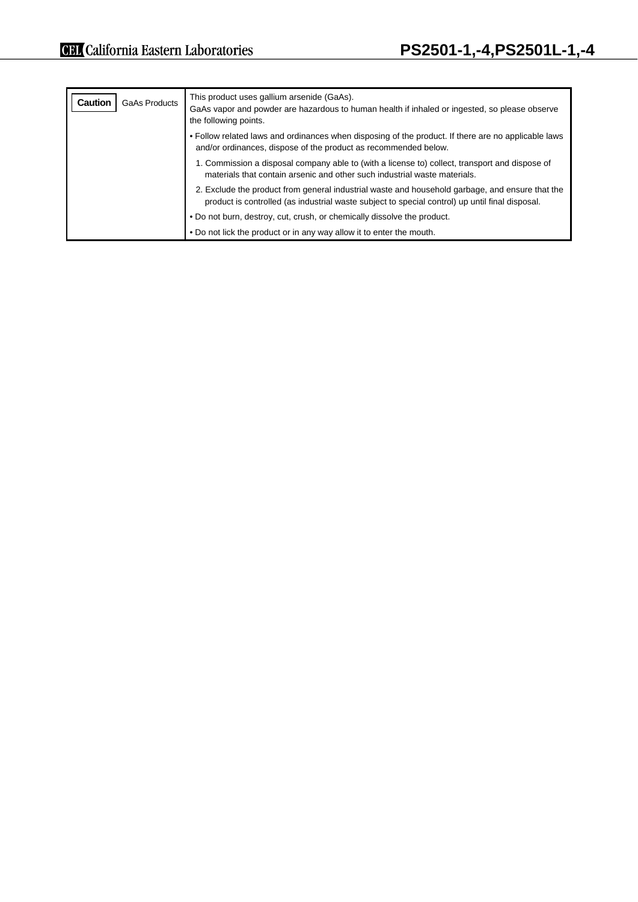| Caution GaAs Products | This product uses gallium arsenide (GaAs).<br>GaAs vapor and powder are hazardous to human health if inhaled or ingested, so please observe the following points. |
|---|---|
| | • Follow related laws and ordinances when disposing of the product. If there are no applicable laws and/or ordinances, dispose of the product as recommended below. |
| | 1. Commission a disposal company able to (with a license to) collect, transport and dispose of materials that contain arsenic and other such industrial waste materials. |
| | 2. Exclude the product from general industrial waste and household garbage, and ensure that the product is controlled (as industrial waste subject to special control) up until final disposal. |
| | • Do not burn, destroy, cut, crush, or chemically dissolve the product. |
| | • Do not lick the product or in any way allow it to enter the mouth. |